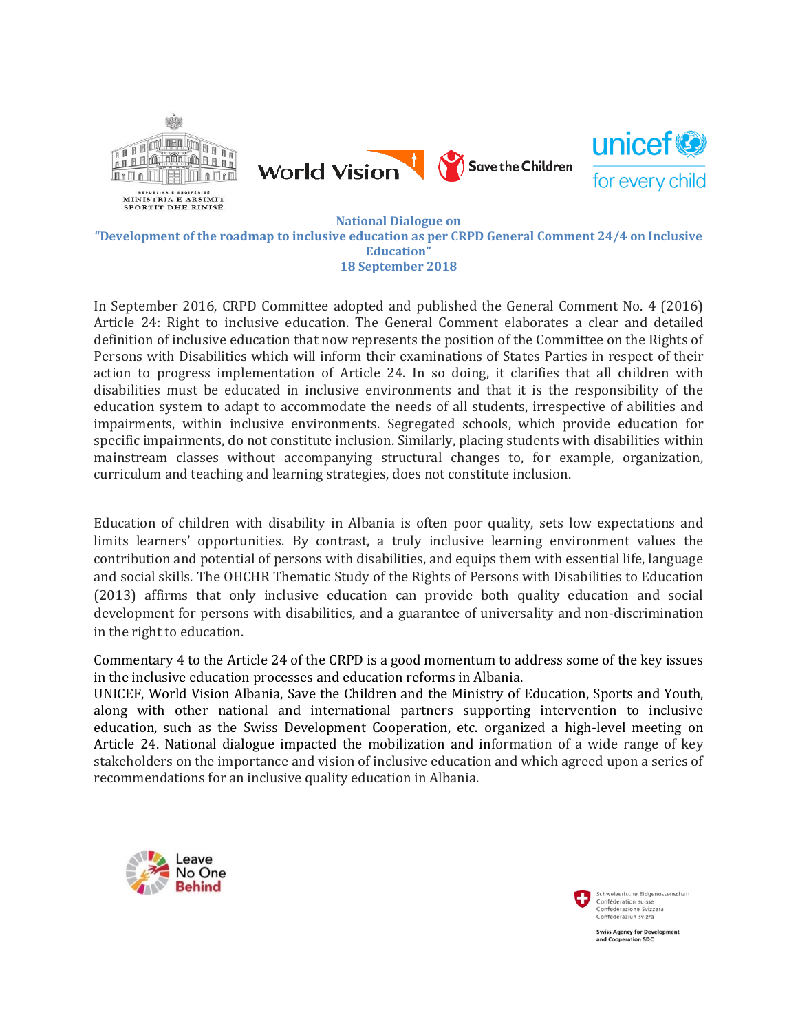**National Dialogue on**
**"Development of the roadmap to inclusive education as per CRPD General Comment 24/4 on Inclusive Education"**
**18 September 2018**

In September 2016, CRPD Committee adopted and published the General Comment No. 4 (2016) Article 24: Right to inclusive education. The General Comment elaborates a clear and detailed definition of inclusive education that now represents the position of the Committee on the Rights of Persons with Disabilities which will inform their examinations of States Parties in respect of their action to progress implementation of Article 24. In so doing, it clarifies that all children with disabilities must be educated in inclusive environments and that it is the responsibility of the education system to adapt to accommodate the needs of all students, irrespective of abilities and impairments, within inclusive environments. Segregated schools, which provide education for specific impairments, do not constitute inclusion. Similarly, placing students with disabilities within mainstream classes without accompanying structural changes to, for example, organization, curriculum and teaching and learning strategies, does not constitute inclusion.

Education of children with disability in Albania is often poor quality, sets low expectations and limits learners' opportunities. By contrast, a truly inclusive learning environment values the contribution and potential of persons with disabilities, and equips them with essential life, language and social skills. The OHCHR Thematic Study of the Rights of Persons with Disabilities to Education (2013) affirms that only inclusive education can provide both quality education and social development for persons with disabilities, and a guarantee of universality and non-discrimination in the right to education.

Commentary 4 to the Article 24 of the CRPD is a good momentum to address some of the key issues in the inclusive education processes and education reforms in Albania.
UNICEF, World Vision Albania, Save the Children and the Ministry of Education, Sports and Youth, along with other national and international partners supporting intervention to inclusive education, such as the Swiss Development Cooperation, etc. organized a high-level meeting on Article 24. National dialogue impacted the mobilization and information of a wide range of key stakeholders on the importance and vision of inclusive education and which agreed upon a series of recommendations for an inclusive quality education in Albania.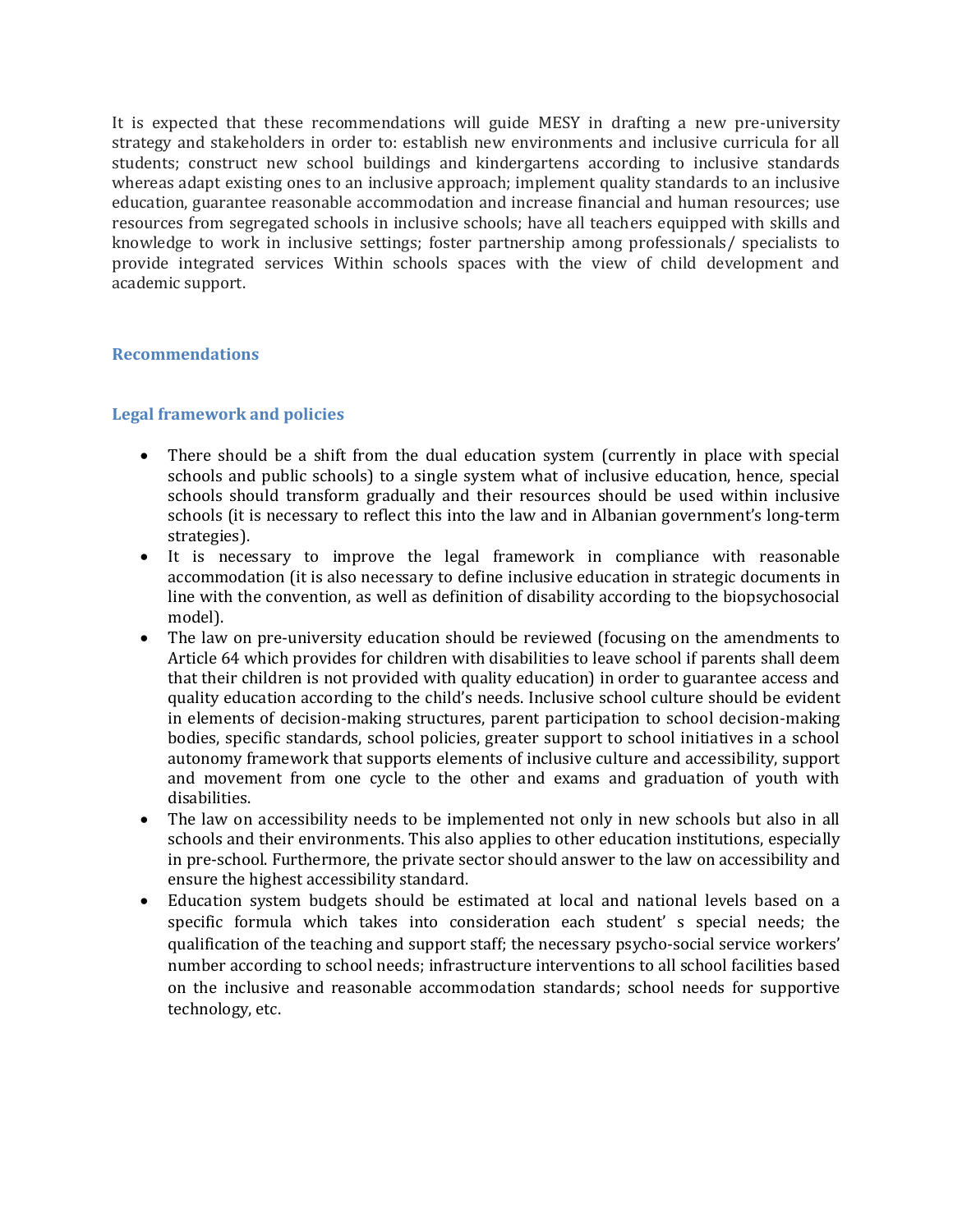It is expected that these recommendations will guide MESY in drafting a new pre-university strategy and stakeholders in order to: establish new environments and inclusive curricula for all students; construct new school buildings and kindergartens according to inclusive standards whereas adapt existing ones to an inclusive approach; implement quality standards to an inclusive education, guarantee reasonable accommodation and increase financial and human resources; use resources from segregated schools in inclusive schools; have all teachers equipped with skills and knowledge to work in inclusive settings; foster partnership among professionals/ specialists to provide integrated services Within schools spaces with the view of child development and academic support.

## Recommendations

### Legal framework and policies

- There should be a shift from the dual education system (currently in place with special schools and public schools) to a single system what of inclusive education, hence, special schools should transform gradually and their resources should be used within inclusive schools (it is necessary to reflect this into the law and in Albanian government's long-term strategies).
- It is necessary to improve the legal framework in compliance with reasonable accommodation (it is also necessary to define inclusive education in strategic documents in line with the convention, as well as definition of disability according to the biopsychosocial model).
- The law on pre-university education should be reviewed (focusing on the amendments to Article 64 which provides for children with disabilities to leave school if parents shall deem that their children is not provided with quality education) in order to guarantee access and quality education according to the child's needs. Inclusive school culture should be evident in elements of decision-making structures, parent participation to school decision-making bodies, specific standards, school policies, greater support to school initiatives in a school autonomy framework that supports elements of inclusive culture and accessibility, support and movement from one cycle to the other and exams and graduation of youth with disabilities.
- The law on accessibility needs to be implemented not only in new schools but also in all schools and their environments. This also applies to other education institutions, especially in pre-school. Furthermore, the private sector should answer to the law on accessibility and ensure the highest accessibility standard.
- Education system budgets should be estimated at local and national levels based on a specific formula which takes into consideration each student' s special needs; the qualification of the teaching and support staff; the necessary psycho-social service workers' number according to school needs; infrastructure interventions to all school facilities based on the inclusive and reasonable accommodation standards; school needs for supportive technology, etc.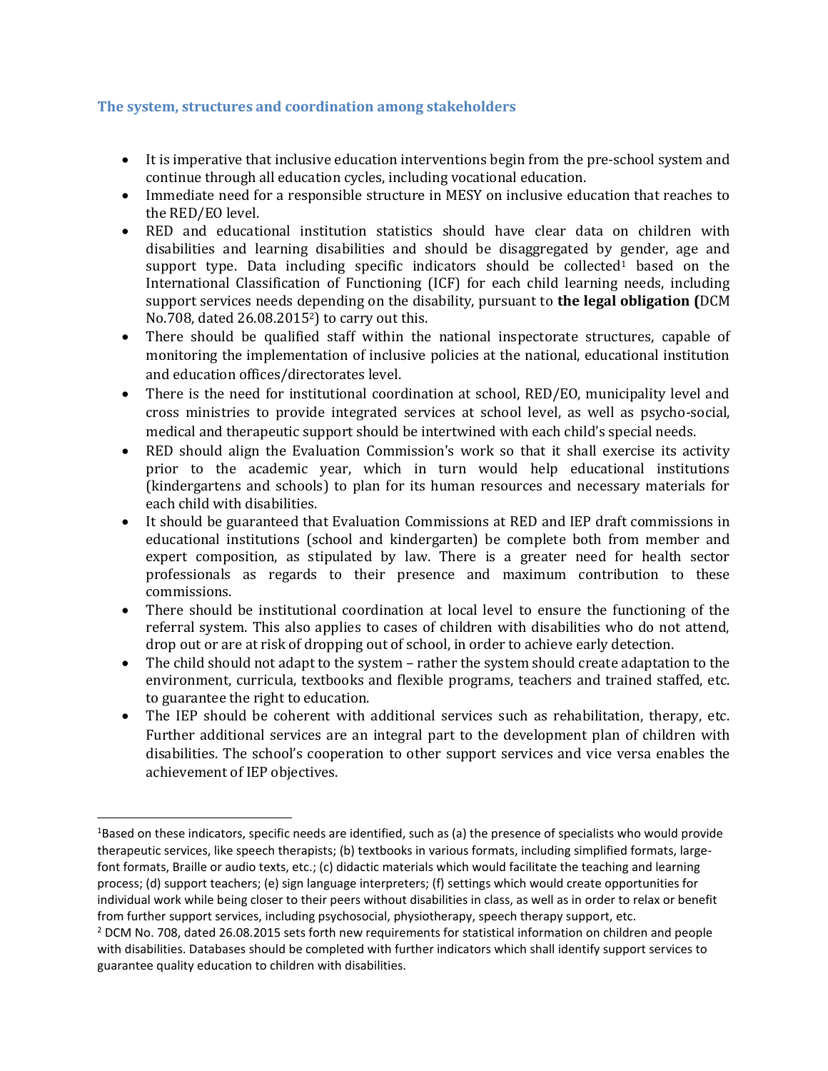### The system, structures and coordination among stakeholders

- It is imperative that inclusive education interventions begin from the pre-school system and continue through all education cycles, including vocational education.
- Immediate need for a responsible structure in MESY on inclusive education that reaches to the RED/EO level.
- RED and educational institution statistics should have clear data on children with disabilities and learning disabilities and should be disaggregated by gender, age and support type. Data including specific indicators should be collected[1] based on the International Classification of Functioning (ICF) for each child learning needs, including support services needs depending on the disability, pursuant to **the legal obligation (**DCM No.708, dated 26.08.2015[2]) to carry out this.
- There should be qualified staff within the national inspectorate structures, capable of monitoring the implementation of inclusive policies at the national, educational institution and education offices/directorates level.
- There is the need for institutional coordination at school, RED/EO, municipality level and cross ministries to provide integrated services at school level, as well as psycho-social, medical and therapeutic support should be intertwined with each child's special needs.
- RED should align the Evaluation Commission's work so that it shall exercise its activity prior to the academic year, which in turn would help educational institutions (kindergartens and schools) to plan for its human resources and necessary materials for each child with disabilities.
- It should be guaranteed that Evaluation Commissions at RED and IEP draft commissions in educational institutions (school and kindergarten) be complete both from member and expert composition, as stipulated by law. There is a greater need for health sector professionals as regards to their presence and maximum contribution to these commissions.
- There should be institutional coordination at local level to ensure the functioning of the referral system. This also applies to cases of children with disabilities who do not attend, drop out or are at risk of dropping out of school, in order to achieve early detection.
- The child should not adapt to the system – rather the system should create adaptation to the environment, curricula, textbooks and flexible programs, teachers and trained staffed, etc. to guarantee the right to education.
- The IEP should be coherent with additional services such as rehabilitation, therapy, etc. Further additional services are an integral part to the development plan of children with disabilities. The school's cooperation to other support services and vice versa enables the achievement of IEP objectives.

---

[1]Based on these indicators, specific needs are identified, such as (a) the presence of specialists who would provide therapeutic services, like speech therapists; (b) textbooks in various formats, including simplified formats, large-font formats, Braille or audio texts, etc.; (c) didactic materials which would facilitate the teaching and learning process; (d) support teachers; (e) sign language interpreters; (f) settings which would create opportunities for individual work while being closer to their peers without disabilities in class, as well as in order to relax or benefit from further support services, including psychosocial, physiotherapy, speech therapy support, etc.

[2] DCM No. 708, dated 26.08.2015 sets forth new requirements for statistical information on children and people with disabilities. Databases should be completed with further indicators which shall identify support services to guarantee quality education to children with disabilities.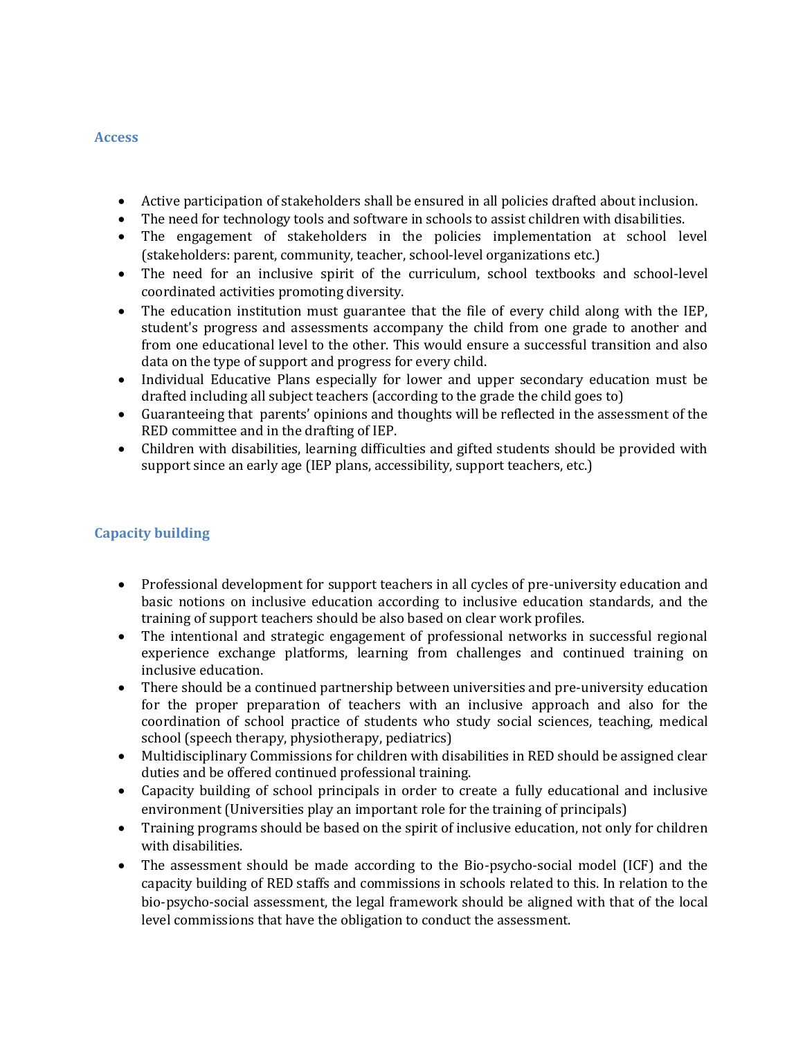## Access

- Active participation of stakeholders shall be ensured in all policies drafted about inclusion.
- The need for technology tools and software in schools to assist children with disabilities.
- The engagement of stakeholders in the policies implementation at school level (stakeholders: parent, community, teacher, school-level organizations etc.)
- The need for an inclusive spirit of the curriculum, school textbooks and school-level coordinated activities promoting diversity.
- The education institution must guarantee that the file of every child along with the IEP, student's progress and assessments accompany the child from one grade to another and from one educational level to the other. This would ensure a successful transition and also data on the type of support and progress for every child.
- Individual Educative Plans especially for lower and upper secondary education must be drafted including all subject teachers (according to the grade the child goes to)
- Guaranteeing that parents' opinions and thoughts will be reflected in the assessment of the RED committee and in the drafting of IEP.
- Children with disabilities, learning difficulties and gifted students should be provided with support since an early age (IEP plans, accessibility, support teachers, etc.)

## Capacity building

- Professional development for support teachers in all cycles of pre-university education and basic notions on inclusive education according to inclusive education standards, and the training of support teachers should be also based on clear work profiles.
- The intentional and strategic engagement of professional networks in successful regional experience exchange platforms, learning from challenges and continued training on inclusive education.
- There should be a continued partnership between universities and pre-university education for the proper preparation of teachers with an inclusive approach and also for the coordination of school practice of students who study social sciences, teaching, medical school (speech therapy, physiotherapy, pediatrics)
- Multidisciplinary Commissions for children with disabilities in RED should be assigned clear duties and be offered continued professional training.
- Capacity building of school principals in order to create a fully educational and inclusive environment (Universities play an important role for the training of principals)
- Training programs should be based on the spirit of inclusive education, not only for children with disabilities.
- The assessment should be made according to the Bio-psycho-social model (ICF) and the capacity building of RED staffs and commissions in schools related to this. In relation to the bio-psycho-social assessment, the legal framework should be aligned with that of the local level commissions that have the obligation to conduct the assessment.